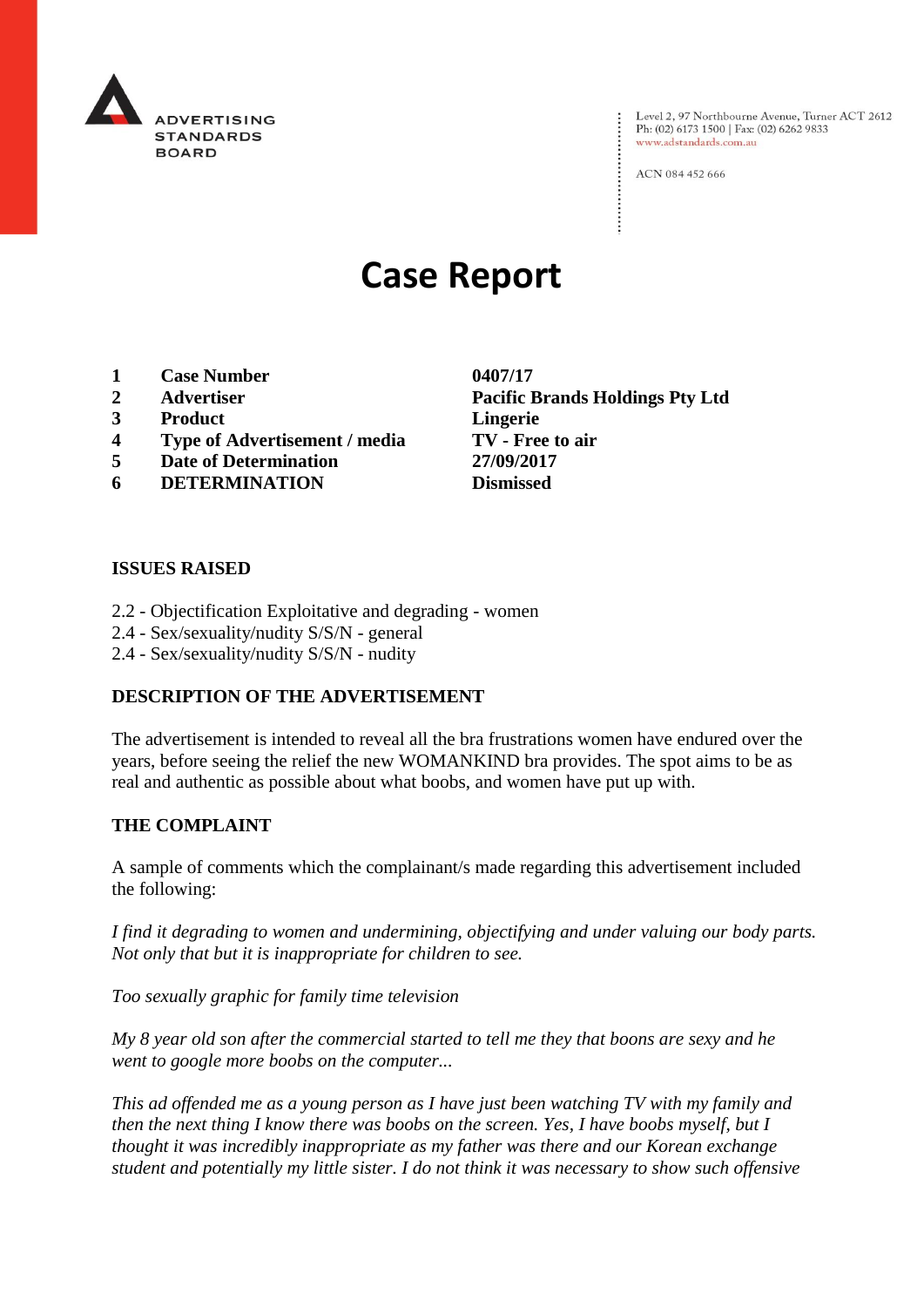ADVERTISING STANDARDS BOARD

Level 2, 97 Northbourne Avenue, Turner ACT 2612
Ph: (02) 6173 1500 | Fax: (02) 6262 9833
www.adstandards.com.au

ACN 084 452 666

# Case Report

| | | |
|---|---|---|
| **1** | **Case Number** | **0407/17** |
| **2** | **Advertiser** | **Pacific Brands Holdings Pty Ltd** |
| **3** | **Product** | **Lingerie** |
| **4** | **Type of Advertisement / media** | **TV - Free to air** |
| **5** | **Date of Determination** | **27/09/2017** |
| **6** | **DETERMINATION** | **Dismissed** |

**ISSUES RAISED**

2.2 - Objectification Exploitative and degrading - women
2.4 - Sex/sexuality/nudity S/S/N - general
2.4 - Sex/sexuality/nudity S/S/N - nudity

**DESCRIPTION OF THE ADVERTISEMENT**

The advertisement is intended to reveal all the bra frustrations women have endured over the years, before seeing the relief the new WOMANKIND bra provides. The spot aims to be as real and authentic as possible about what boobs, and women have put up with.

**THE COMPLAINT**

A sample of comments which the complainant/s made regarding this advertisement included the following:

*I find it degrading to women and undermining, objectifying and under valuing our body parts. Not only that but it is inappropriate for children to see.*

*Too sexually graphic for family time television*

*My 8 year old son after the commercial started to tell me they that boons are sexy and he went to google more boobs on the computer...*

*This ad offended me as a young person as I have just been watching TV with my family and then the next thing I know there was boobs on the screen. Yes, I have boobs myself, but I thought it was incredibly inappropriate as my father was there and our Korean exchange student and potentially my little sister. I do not think it was necessary to show such offensive*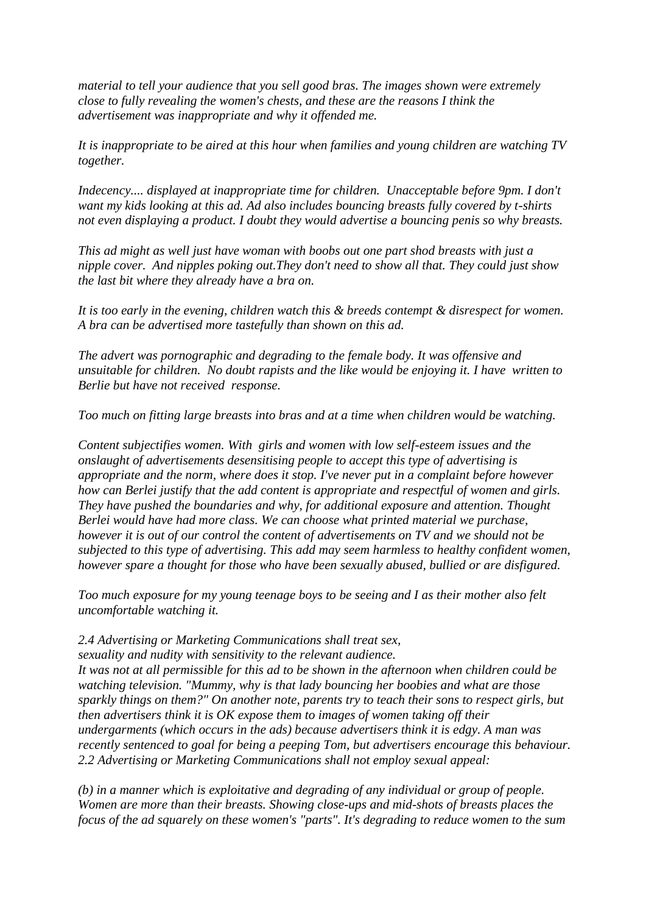*material to tell your audience that you sell good bras. The images shown were extremely close to fully revealing the women's chests, and these are the reasons I think the advertisement was inappropriate and why it offended me.*

*It is inappropriate to be aired at this hour when families and young children are watching TV together.*

*Indecency.... displayed at inappropriate time for children. Unacceptable before 9pm. I don't want my kids looking at this ad. Ad also includes bouncing breasts fully covered by t-shirts not even displaying a product. I doubt they would advertise a bouncing penis so why breasts.*

*This ad might as well just have woman with boobs out one part shod breasts with just a nipple cover. And nipples poking out.They don't need to show all that. They could just show the last bit where they already have a bra on.*

*It is too early in the evening, children watch this & breeds contempt & disrespect for women. A bra can be advertised more tastefully than shown on this ad.*

*The advert was pornographic and degrading to the female body. It was offensive and unsuitable for children. No doubt rapists and the like would be enjoying it. I have written to Berlie but have not received response.*

*Too much on fitting large breasts into bras and at a time when children would be watching.*

*Content subjectifies women. With girls and women with low self-esteem issues and the onslaught of advertisements desensitising people to accept this type of advertising is appropriate and the norm, where does it stop. I've never put in a complaint before however how can Berlei justify that the add content is appropriate and respectful of women and girls. They have pushed the boundaries and why, for additional exposure and attention. Thought Berlei would have had more class. We can choose what printed material we purchase, however it is out of our control the content of advertisements on TV and we should not be subjected to this type of advertising. This add may seem harmless to healthy confident women, however spare a thought for those who have been sexually abused, bullied or are disfigured.*

*Too much exposure for my young teenage boys to be seeing and I as their mother also felt uncomfortable watching it.*

*2.4 Advertising or Marketing Communications shall treat sex, sexuality and nudity with sensitivity to the relevant audience.*
*It was not at all permissible for this ad to be shown in the afternoon when children could be watching television. "Mummy, why is that lady bouncing her boobies and what are those sparkly things on them?" On another note, parents try to teach their sons to respect girls, but then advertisers think it is OK expose them to images of women taking off their undergarments (which occurs in the ads) because advertisers think it is edgy. A man was recently sentenced to goal for being a peeping Tom, but advertisers encourage this behaviour.*
*2.2 Advertising or Marketing Communications shall not employ sexual appeal:*

*(b) in a manner which is exploitative and degrading of any individual or group of people. Women are more than their breasts. Showing close-ups and mid-shots of breasts places the focus of the ad squarely on these women's "parts". It's degrading to reduce women to the sum*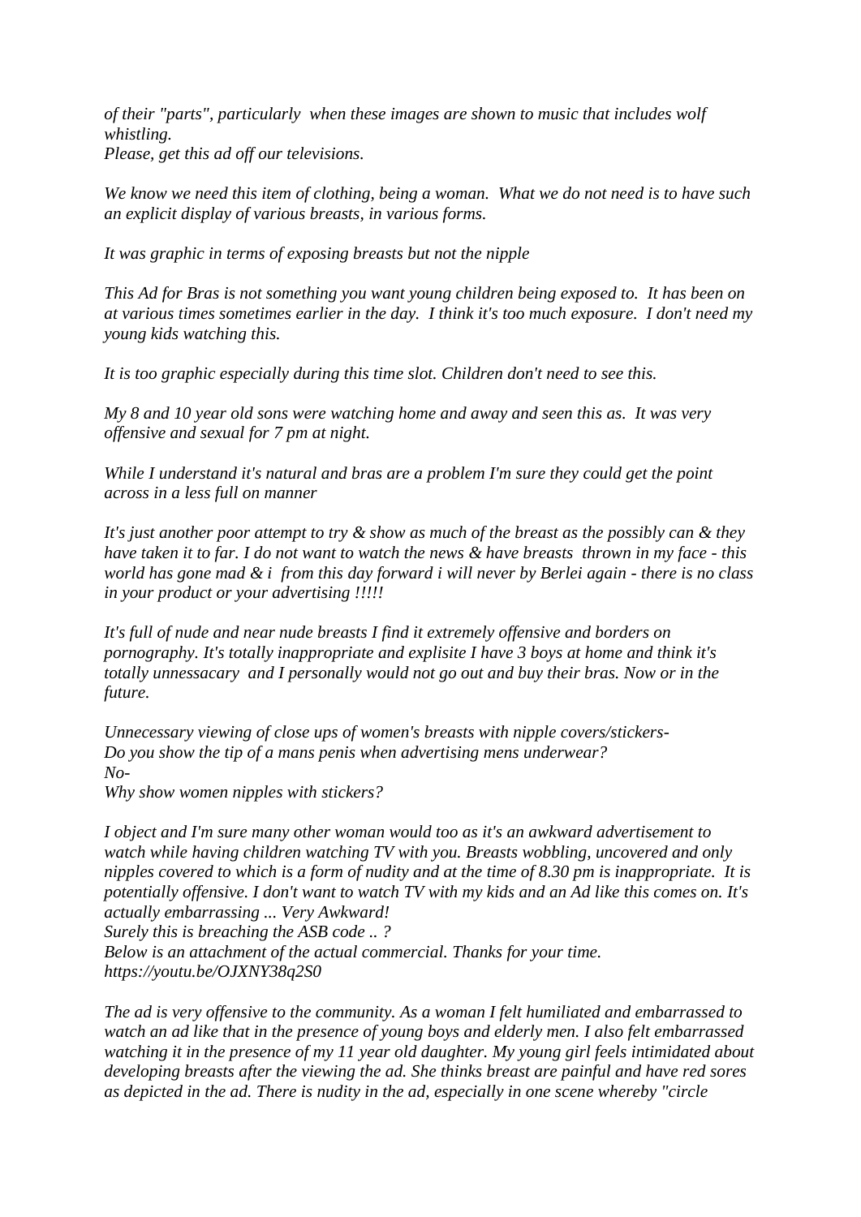*of their "parts", particularly when these images are shown to music that includes wolf whistling.*
*Please, get this ad off our televisions.*

*We know we need this item of clothing, being a woman. What we do not need is to have such an explicit display of various breasts, in various forms.*

*It was graphic in terms of exposing breasts but not the nipple*

*This Ad for Bras is not something you want young children being exposed to. It has been on at various times sometimes earlier in the day. I think it's too much exposure. I don't need my young kids watching this.*

*It is too graphic especially during this time slot. Children don't need to see this.*

*My 8 and 10 year old sons were watching home and away and seen this as. It was very offensive and sexual for 7 pm at night.*

*While I understand it's natural and bras are a problem I'm sure they could get the point across in a less full on manner*

*It's just another poor attempt to try & show as much of the breast as the possibly can & they have taken it to far. I do not want to watch the news & have breasts thrown in my face - this world has gone mad & i from this day forward i will never by Berlei again - there is no class in your product or your advertising !!!!!*

*It's full of nude and near nude breasts I find it extremely offensive and borders on pornography. It's totally inappropriate and explisite I have 3 boys at home and think it's totally unnessacary and I personally would not go out and buy their bras. Now or in the future.*

*Unnecessary viewing of close ups of women's breasts with nipple covers/stickers-*
*Do you show the tip of a mans penis when advertising mens underwear?*
*No-*
*Why show women nipples with stickers?*

*I object and I'm sure many other woman would too as it's an awkward advertisement to watch while having children watching TV with you. Breasts wobbling, uncovered and only nipples covered to which is a form of nudity and at the time of 8.30 pm is inappropriate. It is potentially offensive. I don't want to watch TV with my kids and an Ad like this comes on. It's actually embarrassing ... Very Awkward!*
*Surely this is breaching the ASB code .. ?*
*Below is an attachment of the actual commercial. Thanks for your time.*
*https://youtu.be/OJXNY38q2S0*

*The ad is very offensive to the community. As a woman I felt humiliated and embarrassed to watch an ad like that in the presence of young boys and elderly men. I also felt embarrassed watching it in the presence of my 11 year old daughter. My young girl feels intimidated about developing breasts after the viewing the ad. She thinks breast are painful and have red sores as depicted in the ad. There is nudity in the ad, especially in one scene whereby "circle*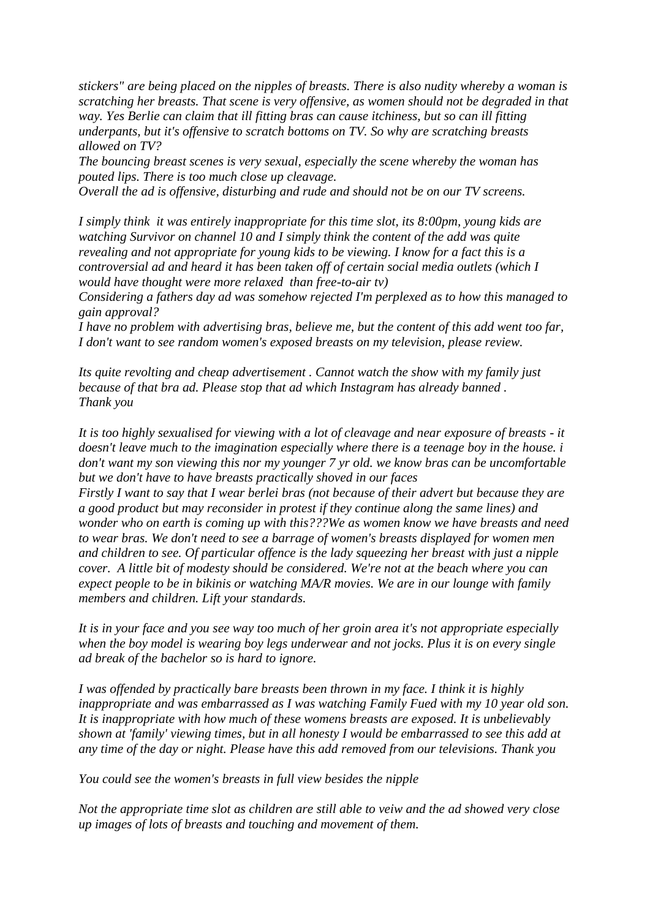*stickers" are being placed on the nipples of breasts. There is also nudity whereby a woman is scratching her breasts. That scene is very offensive, as women should not be degraded in that way. Yes Berlie can claim that ill fitting bras can cause itchiness, but so can ill fitting underpants, but it's offensive to scratch bottoms on TV. So why are scratching breasts allowed on TV?*

*The bouncing breast scenes is very sexual, especially the scene whereby the woman has pouted lips. There is too much close up cleavage.*

*Overall the ad is offensive, disturbing and rude and should not be on our TV screens.*

*I simply think it was entirely inappropriate for this time slot, its 8:00pm, young kids are watching Survivor on channel 10 and I simply think the content of the add was quite revealing and not appropriate for young kids to be viewing. I know for a fact this is a controversial ad and heard it has been taken off of certain social media outlets (which I would have thought were more relaxed than free-to-air tv)*

*Considering a fathers day ad was somehow rejected I'm perplexed as to how this managed to gain approval?*

*I have no problem with advertising bras, believe me, but the content of this add went too far, I don't want to see random women's exposed breasts on my television, please review.*

*Its quite revolting and cheap advertisement . Cannot watch the show with my family just because of that bra ad. Please stop that ad which Instagram has already banned .*
*Thank you*

*It is too highly sexualised for viewing with a lot of cleavage and near exposure of breasts - it doesn't leave much to the imagination especially where there is a teenage boy in the house. i don't want my son viewing this nor my younger 7 yr old. we know bras can be uncomfortable but we don't have to have breasts practically shoved in our faces*

*Firstly I want to say that I wear berlei bras (not because of their advert but because they are a good product but may reconsider in protest if they continue along the same lines) and wonder who on earth is coming up with this???We as women know we have breasts and need to wear bras. We don't need to see a barrage of women's breasts displayed for women men and children to see. Of particular offence is the lady squeezing her breast with just a nipple cover. A little bit of modesty should be considered. We're not at the beach where you can expect people to be in bikinis or watching MA/R movies. We are in our lounge with family members and children. Lift your standards.*

*It is in your face and you see way too much of her groin area it's not appropriate especially when the boy model is wearing boy legs underwear and not jocks. Plus it is on every single ad break of the bachelor so is hard to ignore.*

*I was offended by practically bare breasts been thrown in my face. I think it is highly inappropriate and was embarrassed as I was watching Family Fued with my 10 year old son. It is inappropriate with how much of these womens breasts are exposed. It is unbelievably shown at 'family' viewing times, but in all honesty I would be embarrassed to see this add at any time of the day or night. Please have this add removed from our televisions. Thank you*

*You could see the women's breasts in full view besides the nipple*

*Not the appropriate time slot as children are still able to veiw and the ad showed very close up images of lots of breasts and touching and movement of them.*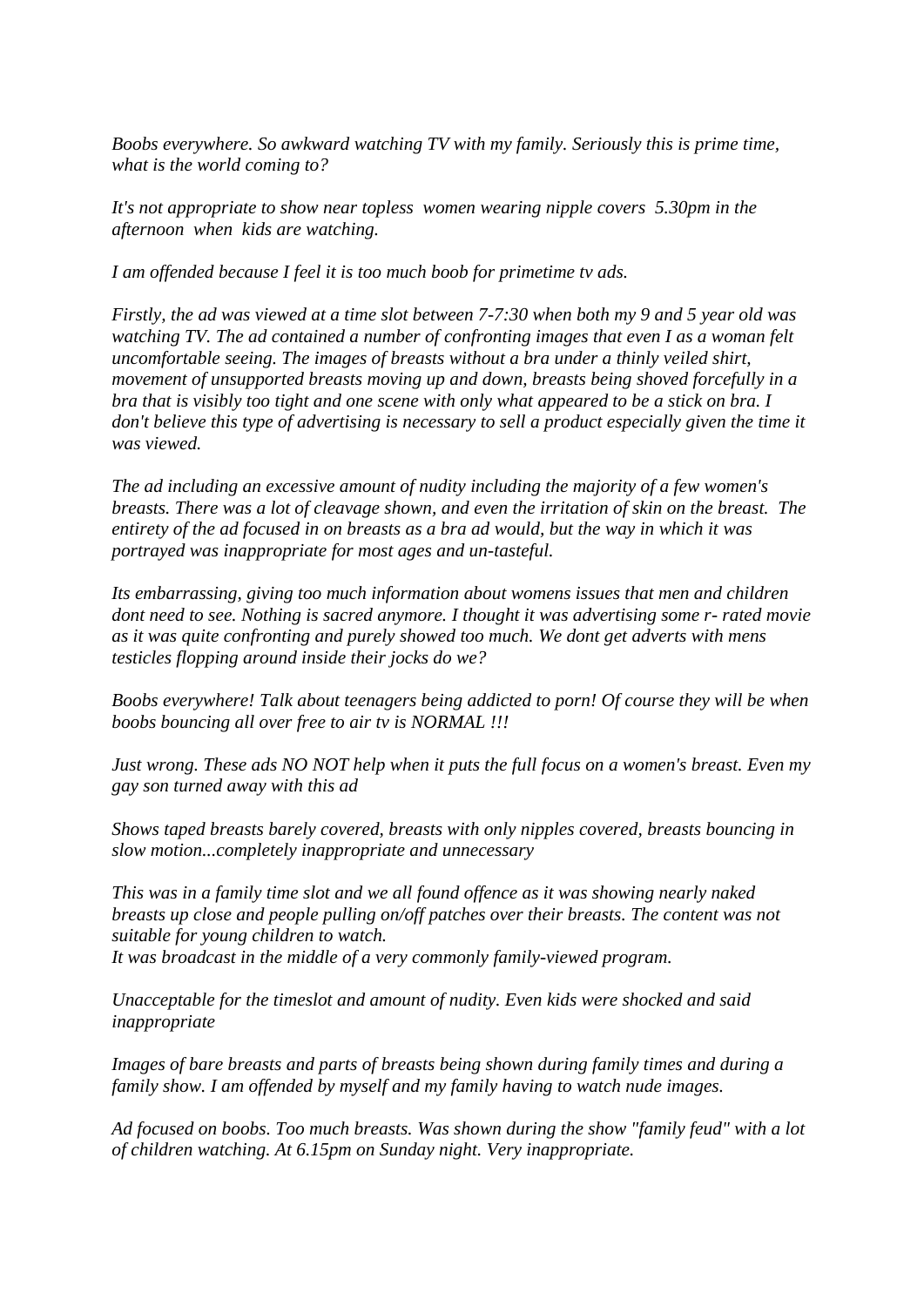*Boobs everywhere. So awkward watching TV with my family. Seriously this is prime time, what is the world coming to?*

*It's not appropriate to show near topless women wearing nipple covers 5.30pm in the afternoon when kids are watching.*

*I am offended because I feel it is too much boob for primetime tv ads.*

*Firstly, the ad was viewed at a time slot between 7-7:30 when both my 9 and 5 year old was watching TV. The ad contained a number of confronting images that even I as a woman felt uncomfortable seeing. The images of breasts without a bra under a thinly veiled shirt, movement of unsupported breasts moving up and down, breasts being shoved forcefully in a bra that is visibly too tight and one scene with only what appeared to be a stick on bra. I don't believe this type of advertising is necessary to sell a product especially given the time it was viewed.*

*The ad including an excessive amount of nudity including the majority of a few women's breasts. There was a lot of cleavage shown, and even the irritation of skin on the breast. The entirety of the ad focused in on breasts as a bra ad would, but the way in which it was portrayed was inappropriate for most ages and un-tasteful.*

*Its embarrassing, giving too much information about womens issues that men and children dont need to see. Nothing is sacred anymore. I thought it was advertising some r- rated movie as it was quite confronting and purely showed too much. We dont get adverts with mens testicles flopping around inside their jocks do we?*

*Boobs everywhere! Talk about teenagers being addicted to porn! Of course they will be when boobs bouncing all over free to air tv is NORMAL !!!*

*Just wrong. These ads NO NOT help when it puts the full focus on a women's breast. Even my gay son turned away with this ad*

*Shows taped breasts barely covered, breasts with only nipples covered, breasts bouncing in slow motion...completely inappropriate and unnecessary*

*This was in a family time slot and we all found offence as it was showing nearly naked breasts up close and people pulling on/off patches over their breasts. The content was not suitable for young children to watch.*
*It was broadcast in the middle of a very commonly family-viewed program.*

*Unacceptable for the timeslot and amount of nudity. Even kids were shocked and said inappropriate*

*Images of bare breasts and parts of breasts being shown during family times and during a family show. I am offended by myself and my family having to watch nude images.*

*Ad focused on boobs. Too much breasts. Was shown during the show "family feud" with a lot of children watching. At 6.15pm on Sunday night. Very inappropriate.*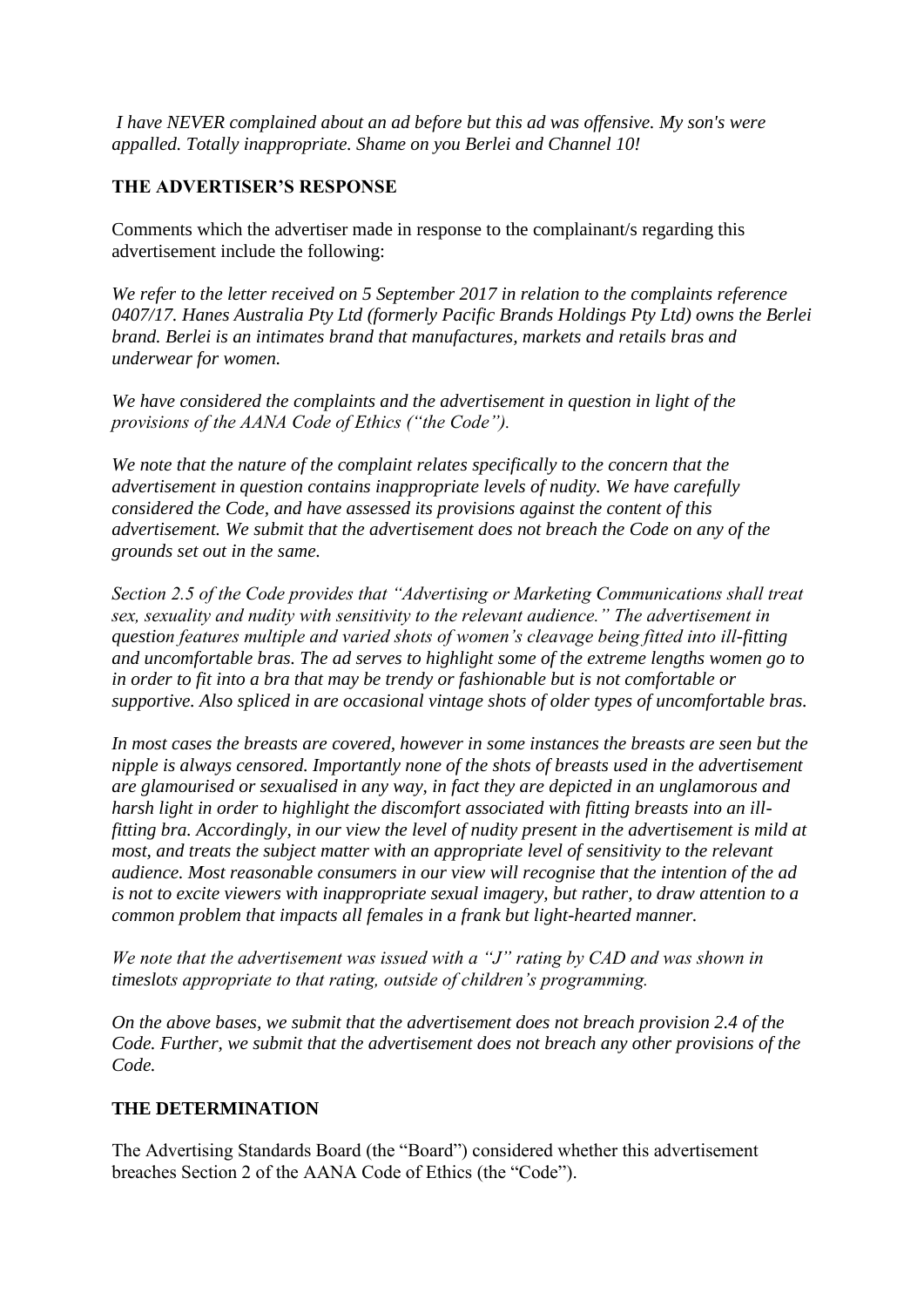*I have NEVER complained about an ad before but this ad was offensive. My son's were appalled. Totally inappropriate. Shame on you Berlei and Channel 10!*

**THE ADVERTISER'S RESPONSE**

Comments which the advertiser made in response to the complainant/s regarding this advertisement include the following:

*We refer to the letter received on 5 September 2017 in relation to the complaints reference 0407/17. Hanes Australia Pty Ltd (formerly Pacific Brands Holdings Pty Ltd) owns the Berlei brand. Berlei is an intimates brand that manufactures, markets and retails bras and underwear for women.*

*We have considered the complaints and the advertisement in question in light of the provisions of the AANA Code of Ethics ("the Code").*

*We note that the nature of the complaint relates specifically to the concern that the advertisement in question contains inappropriate levels of nudity. We have carefully considered the Code, and have assessed its provisions against the content of this advertisement. We submit that the advertisement does not breach the Code on any of the grounds set out in the same.*

*Section 2.5 of the Code provides that "Advertising or Marketing Communications shall treat sex, sexuality and nudity with sensitivity to the relevant audience." The advertisement in question features multiple and varied shots of women's cleavage being fitted into ill-fitting and uncomfortable bras. The ad serves to highlight some of the extreme lengths women go to in order to fit into a bra that may be trendy or fashionable but is not comfortable or supportive. Also spliced in are occasional vintage shots of older types of uncomfortable bras.*

*In most cases the breasts are covered, however in some instances the breasts are seen but the nipple is always censored. Importantly none of the shots of breasts used in the advertisement are glamourised or sexualised in any way, in fact they are depicted in an unglamorous and harsh light in order to highlight the discomfort associated with fitting breasts into an ill-fitting bra. Accordingly, in our view the level of nudity present in the advertisement is mild at most, and treats the subject matter with an appropriate level of sensitivity to the relevant audience. Most reasonable consumers in our view will recognise that the intention of the ad is not to excite viewers with inappropriate sexual imagery, but rather, to draw attention to a common problem that impacts all females in a frank but light-hearted manner.*

*We note that the advertisement was issued with a "J" rating by CAD and was shown in timeslots appropriate to that rating, outside of children's programming.*

*On the above bases, we submit that the advertisement does not breach provision 2.4 of the Code. Further, we submit that the advertisement does not breach any other provisions of the Code.*

**THE DETERMINATION**

The Advertising Standards Board (the "Board") considered whether this advertisement breaches Section 2 of the AANA Code of Ethics (the "Code").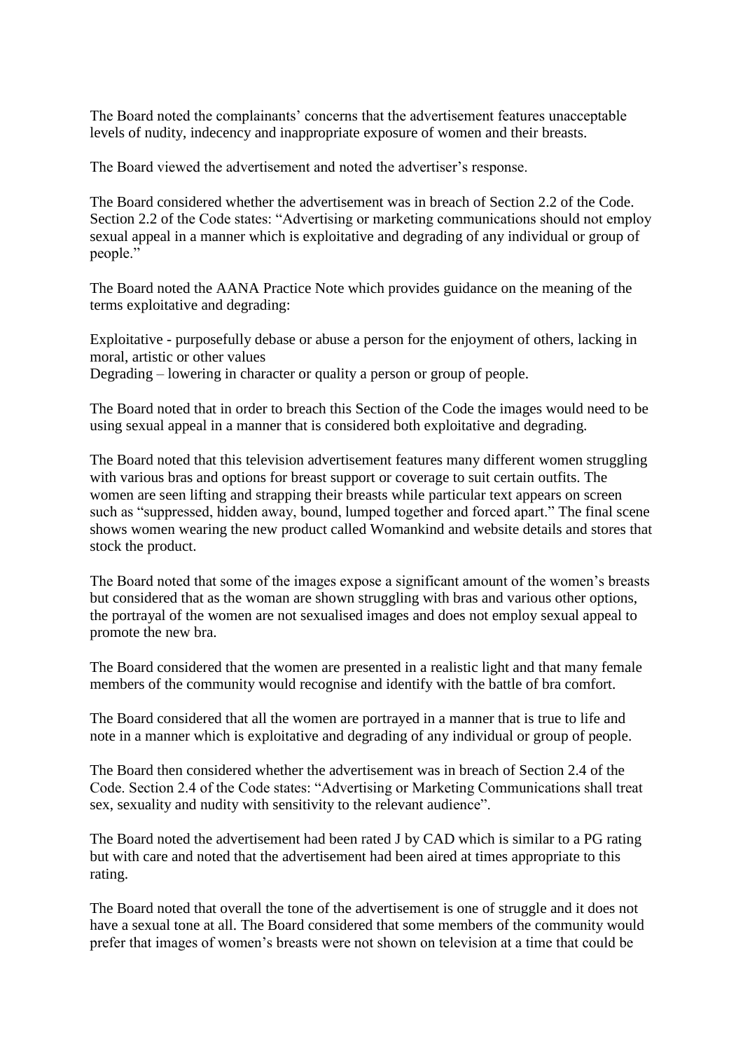The Board noted the complainants' concerns that the advertisement features unacceptable levels of nudity, indecency and inappropriate exposure of women and their breasts.

The Board viewed the advertisement and noted the advertiser's response.

The Board considered whether the advertisement was in breach of Section 2.2 of the Code. Section 2.2 of the Code states: "Advertising or marketing communications should not employ sexual appeal in a manner which is exploitative and degrading of any individual or group of people."

The Board noted the AANA Practice Note which provides guidance on the meaning of the terms exploitative and degrading:

Exploitative - purposefully debase or abuse a person for the enjoyment of others, lacking in moral, artistic or other values
Degrading – lowering in character or quality a person or group of people.

The Board noted that in order to breach this Section of the Code the images would need to be using sexual appeal in a manner that is considered both exploitative and degrading.

The Board noted that this television advertisement features many different women struggling with various bras and options for breast support or coverage to suit certain outfits. The women are seen lifting and strapping their breasts while particular text appears on screen such as "suppressed, hidden away, bound, lumped together and forced apart." The final scene shows women wearing the new product called Womankind and website details and stores that stock the product.

The Board noted that some of the images expose a significant amount of the women's breasts but considered that as the woman are shown struggling with bras and various other options, the portrayal of the women are not sexualised images and does not employ sexual appeal to promote the new bra.

The Board considered that the women are presented in a realistic light and that many female members of the community would recognise and identify with the battle of bra comfort.

The Board considered that all the women are portrayed in a manner that is true to life and note in a manner which is exploitative and degrading of any individual or group of people.

The Board then considered whether the advertisement was in breach of Section 2.4 of the Code. Section 2.4 of the Code states: "Advertising or Marketing Communications shall treat sex, sexuality and nudity with sensitivity to the relevant audience".

The Board noted the advertisement had been rated J by CAD which is similar to a PG rating but with care and noted that the advertisement had been aired at times appropriate to this rating.

The Board noted that overall the tone of the advertisement is one of struggle and it does not have a sexual tone at all. The Board considered that some members of the community would prefer that images of women's breasts were not shown on television at a time that could be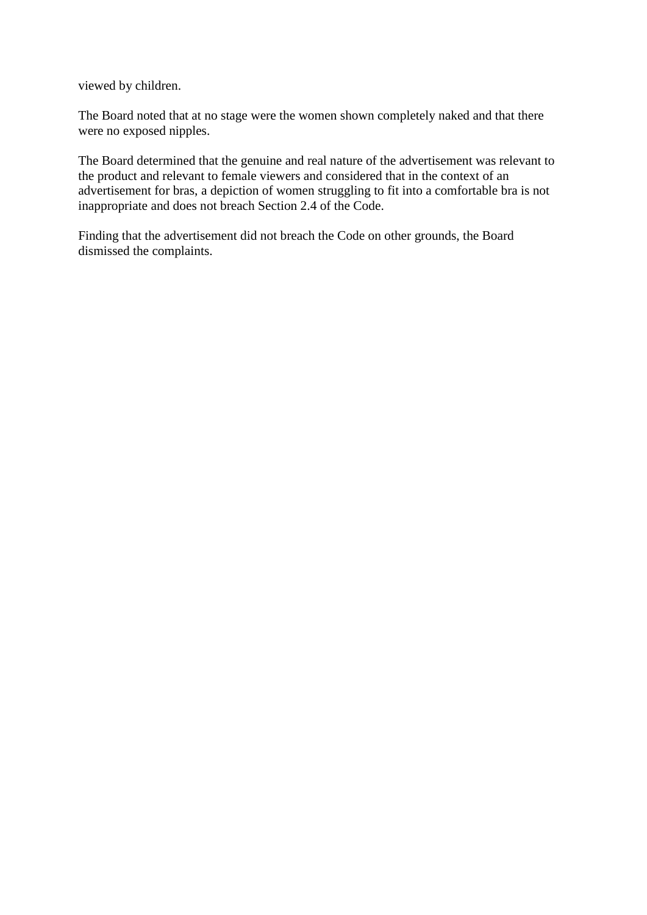viewed by children.

The Board noted that at no stage were the women shown completely naked and that there were no exposed nipples.

The Board determined that the genuine and real nature of the advertisement was relevant to the product and relevant to female viewers and considered that in the context of an advertisement for bras, a depiction of women struggling to fit into a comfortable bra is not inappropriate and does not breach Section 2.4 of the Code.

Finding that the advertisement did not breach the Code on other grounds, the Board dismissed the complaints.